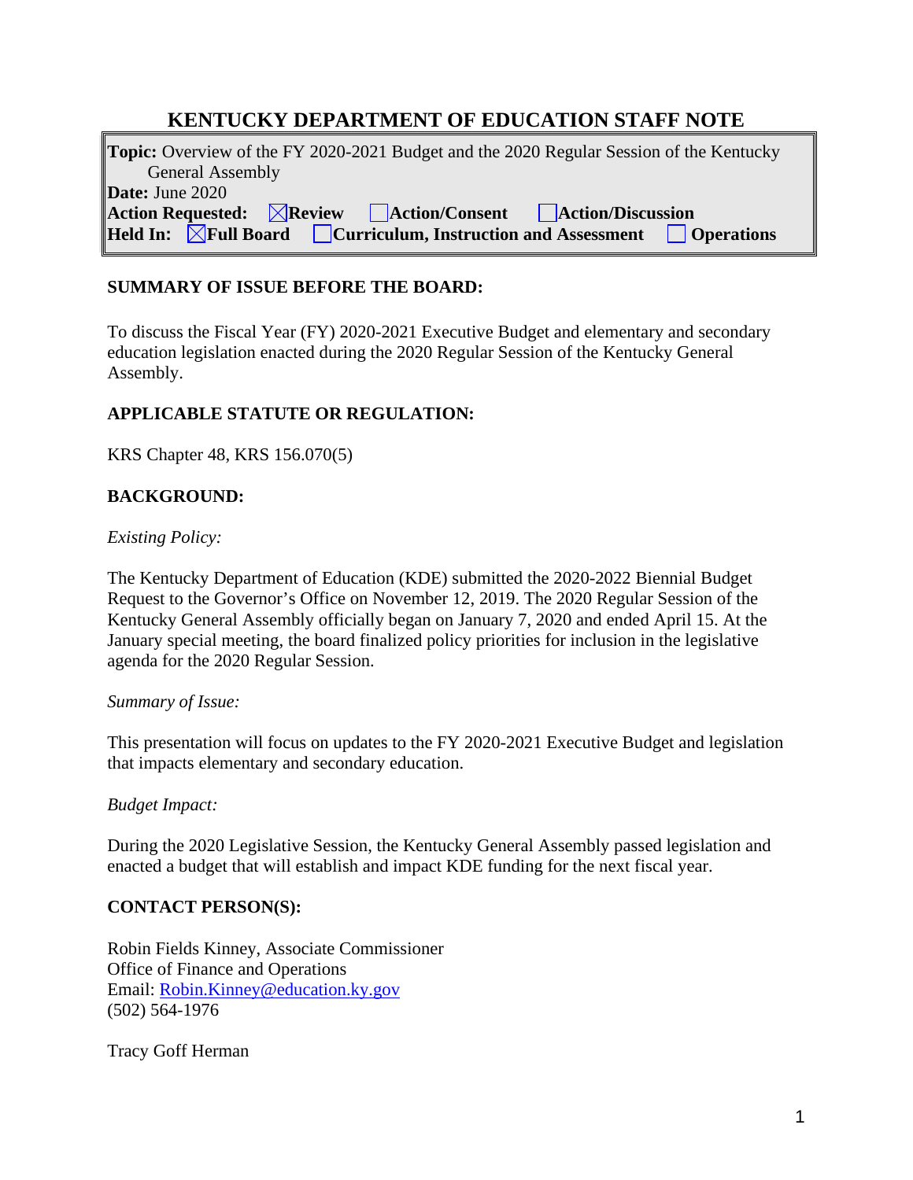# KENTUCKY DEPARTMENT OF EDUCATION STAFF NOTE

**Topic:** Overview of the FY 2020-2021 Budget and the 2020 Regular Session of the Kentucky General Assembly
**Date:** June 2020
**Action Requested:** ☒ **Review** ☐ **Action/Consent** ☐ **Action/Discussion**
**Held In:** ☒ **Full Board** ☐ **Curriculum, Instruction and Assessment** ☐ **Operations**

## SUMMARY OF ISSUE BEFORE THE BOARD:

To discuss the Fiscal Year (FY) 2020-2021 Executive Budget and elementary and secondary education legislation enacted during the 2020 Regular Session of the Kentucky General Assembly.

## APPLICABLE STATUTE OR REGULATION:

KRS Chapter 48, KRS 156.070(5)

## BACKGROUND:

*Existing Policy:*

The Kentucky Department of Education (KDE) submitted the 2020-2022 Biennial Budget Request to the Governor's Office on November 12, 2019. The 2020 Regular Session of the Kentucky General Assembly officially began on January 7, 2020 and ended April 15. At the January special meeting, the board finalized policy priorities for inclusion in the legislative agenda for the 2020 Regular Session.

*Summary of Issue:*

This presentation will focus on updates to the FY 2020-2021 Executive Budget and legislation that impacts elementary and secondary education.

*Budget Impact:*

During the 2020 Legislative Session, the Kentucky General Assembly passed legislation and enacted a budget that will establish and impact KDE funding for the next fiscal year.

## CONTACT PERSON(S):

Robin Fields Kinney, Associate Commissioner
Office of Finance and Operations
Email: Robin.Kinney@education.ky.gov
(502) 564-1976

Tracy Goff Herman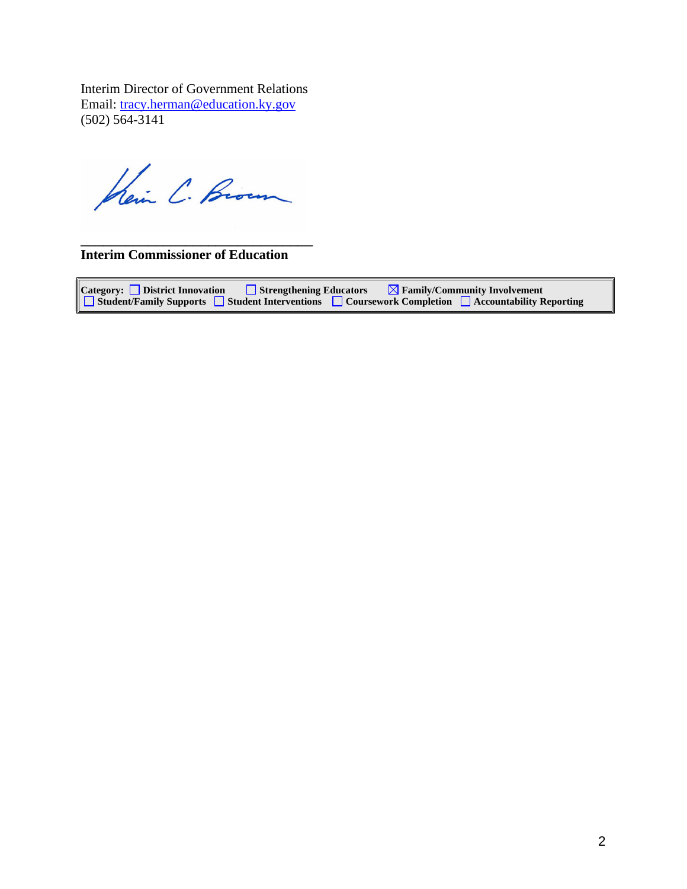Interim Director of Government Relations
Email: tracy.herman@education.ky.gov
(502) 564-3141

___________________________________

**Interim Commissioner of Education**

**Category:** ☐ **District Innovation** ☐ **Strengthening Educators** ☒ **Family/Community Involvement**
☐ **Student/Family Supports** ☐ **Student Interventions** ☐ **Coursework Completion** ☐ **Accountability Reporting**